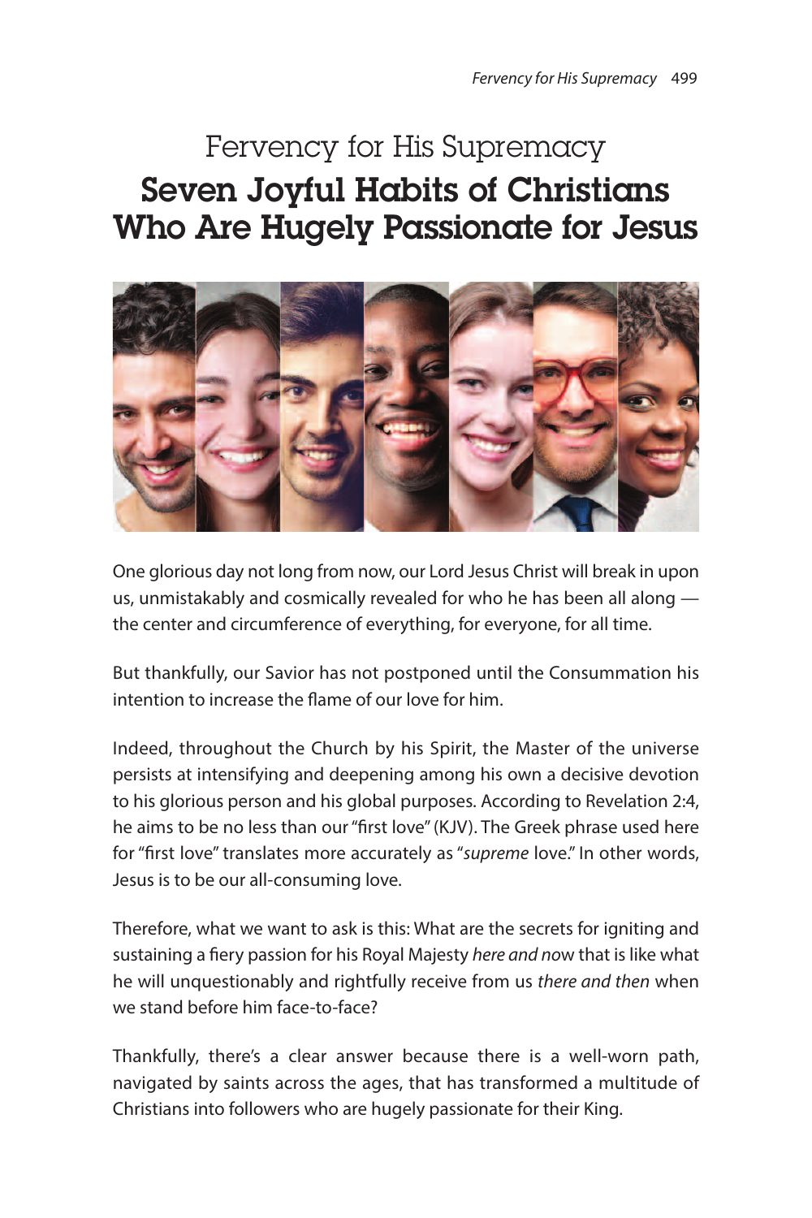# Fervency for His Supremacy

## Seven Joyful Habits of Christians Who Are Hugely Passionate for Jesus

One glorious day not long from now, our Lord Jesus Christ will break in upon us, unmistakably and cosmically revealed for who he has been all along — the center and circumference of everything, for everyone, for all time.

But thankfully, our Savior has not postponed until the Consummation his intention to increase the flame of our love for him.

Indeed, throughout the Church by his Spirit, the Master of the universe persists at intensifying and deepening among his own a decisive devotion to his glorious person and his global purposes. According to Revelation 2:4, he aims to be no less than our "first love" (KJV). The Greek phrase used here for "first love" translates more accurately as "*supreme* love." In other words, Jesus is to be our all-consuming love.

Therefore, what we want to ask is this: What are the secrets for igniting and sustaining a fiery passion for his Royal Majesty *here and now* that is like what he will unquestionably and rightfully receive from us *there and then* when we stand before him face-to-face?

Thankfully, there's a clear answer because there is a well-worn path, navigated by saints across the ages, that has transformed a multitude of Christians into followers who are hugely passionate for their King.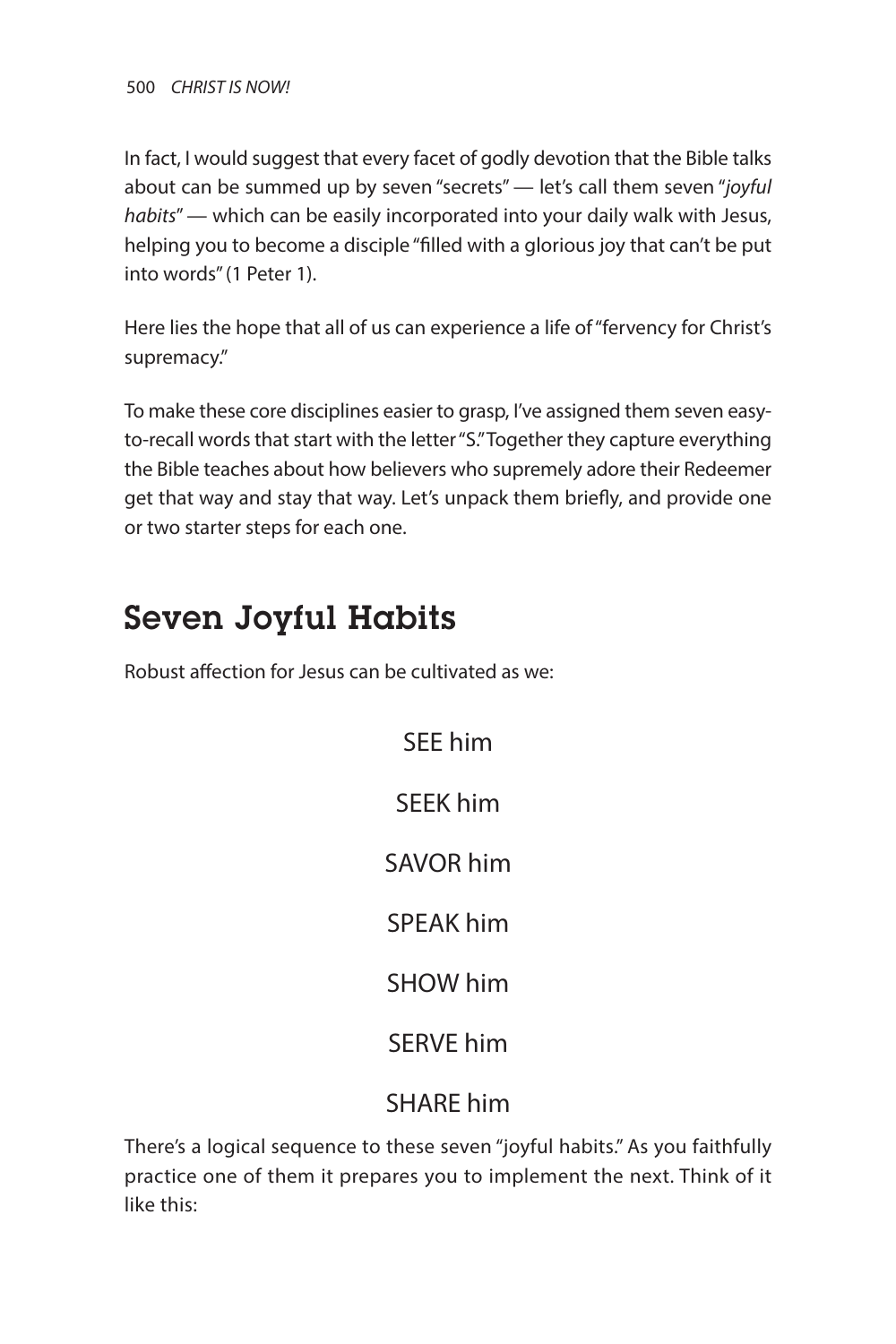In fact, I would suggest that every facet of godly devotion that the Bible talks about can be summed up by seven "secrets" — let's call them seven "*joyful habits*" — which can be easily incorporated into your daily walk with Jesus, helping you to become a disciple "filled with a glorious joy that can't be put into words" (1 Peter 1).

Here lies the hope that all of us can experience a life of "fervency for Christ's supremacy."

To make these core disciplines easier to grasp, I've assigned them seven easy-to-recall words that start with the letter "S." Together they capture everything the Bible teaches about how believers who supremely adore their Redeemer get that way and stay that way. Let's unpack them briefly, and provide one or two starter steps for each one.

## Seven Joyful Habits

Robust affection for Jesus can be cultivated as we:

SEE him

SEEK him

SAVOR him

SPEAK him

SHOW him

SERVE him

SHARE him

There's a logical sequence to these seven "joyful habits." As you faithfully practice one of them it prepares you to implement the next. Think of it like this: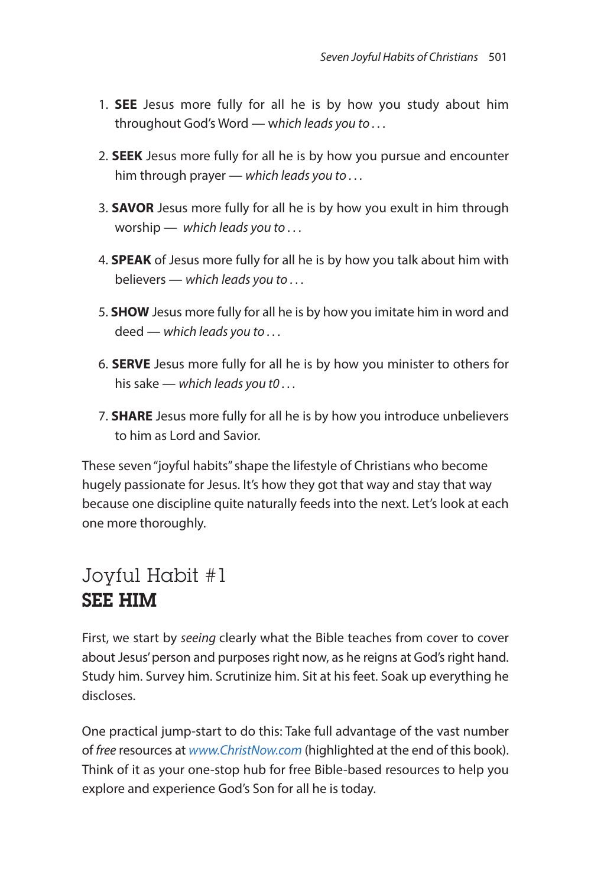1. **SEE** Jesus more fully for all he is by how you study about him throughout God's Word — *which leads you to . . .*

2. **SEEK** Jesus more fully for all he is by how you pursue and encounter him through prayer — *which leads you to . . .*

3. **SAVOR** Jesus more fully for all he is by how you exult in him through worship — *which leads you to . . .*

4. **SPEAK** of Jesus more fully for all he is by how you talk about him with believers — *which leads you to . . .*

5. **SHOW** Jesus more fully for all he is by how you imitate him in word and deed — *which leads you to . . .*

6. **SERVE** Jesus more fully for all he is by how you minister to others for his sake — *which leads you t0 . . .*

7. **SHARE** Jesus more fully for all he is by how you introduce unbelievers to him as Lord and Savior.

These seven "joyful habits" shape the lifestyle of Christians who become hugely passionate for Jesus. It's how they got that way and stay that way because one discipline quite naturally feeds into the next. Let's look at each one more thoroughly.

## Joyful Habit #1
## SEE HIM

First, we start by *seeing* clearly what the Bible teaches from cover to cover about Jesus' person and purposes right now, as he reigns at God's right hand. Study him. Survey him. Scrutinize him. Sit at his feet. Soak up everything he discloses.

One practical jump-start to do this: Take full advantage of the vast number of *free* resources at www.ChristNow.com (highlighted at the end of this book). Think of it as your one-stop hub for free Bible-based resources to help you explore and experience God's Son for all he is today.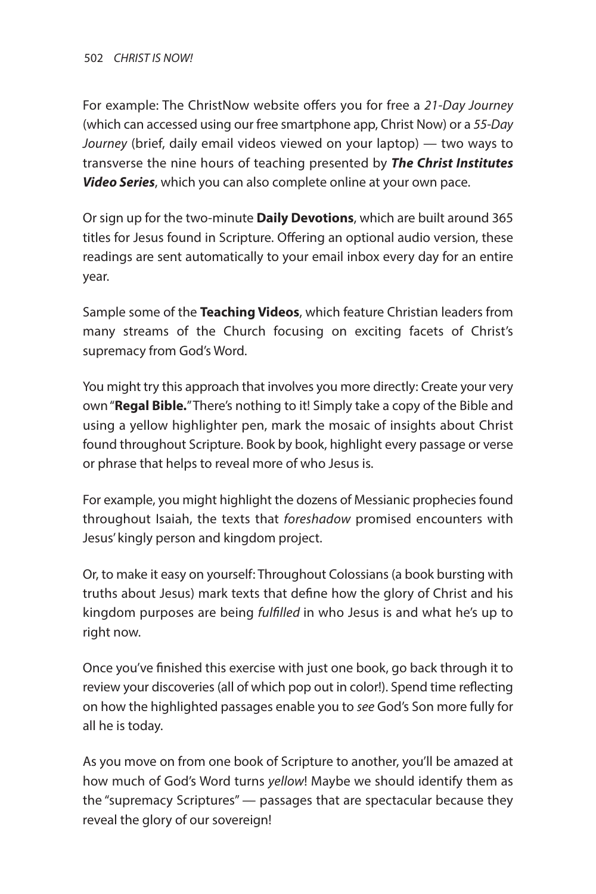For example: The ChristNow website offers you for free a *21-Day Journey* (which can accessed using our free smartphone app, Christ Now) or a *55-Day Journey* (brief, daily email videos viewed on your laptop) — two ways to transverse the nine hours of teaching presented by ***The Christ Institutes Video Series***, which you can also complete online at your own pace.

Or sign up for the two-minute **Daily Devotions**, which are built around 365 titles for Jesus found in Scripture. Offering an optional audio version, these readings are sent automatically to your email inbox every day for an entire year.

Sample some of the **Teaching Videos**, which feature Christian leaders from many streams of the Church focusing on exciting facets of Christ's supremacy from God's Word.

You might try this approach that involves you more directly: Create your very own "**Regal Bible.**" There's nothing to it! Simply take a copy of the Bible and using a yellow highlighter pen, mark the mosaic of insights about Christ found throughout Scripture. Book by book, highlight every passage or verse or phrase that helps to reveal more of who Jesus is.

For example, you might highlight the dozens of Messianic prophecies found throughout Isaiah, the texts that *foreshadow* promised encounters with Jesus' kingly person and kingdom project.

Or, to make it easy on yourself: Throughout Colossians (a book bursting with truths about Jesus) mark texts that define how the glory of Christ and his kingdom purposes are being *fulfilled* in who Jesus is and what he's up to right now.

Once you've finished this exercise with just one book, go back through it to review your discoveries (all of which pop out in color!). Spend time reflecting on how the highlighted passages enable you to *see* God's Son more fully for all he is today.

As you move on from one book of Scripture to another, you'll be amazed at how much of God's Word turns *yellow*! Maybe we should identify them as the "supremacy Scriptures" — passages that are spectacular because they reveal the glory of our sovereign!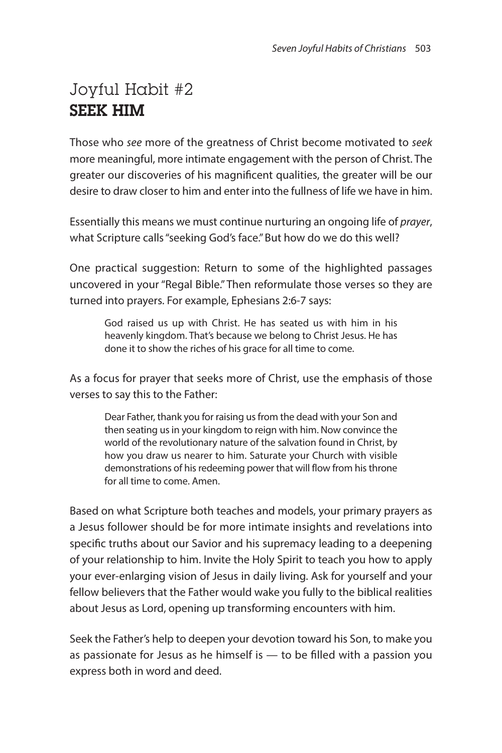# Joyful Habit #2
# **SEEK HIM**

Those who *see* more of the greatness of Christ become motivated to *seek* more meaningful, more intimate engagement with the person of Christ. The greater our discoveries of his magnificent qualities, the greater will be our desire to draw closer to him and enter into the fullness of life we have in him.

Essentially this means we must continue nurturing an ongoing life of *prayer*, what Scripture calls "seeking God's face." But how do we do this well?

One practical suggestion: Return to some of the highlighted passages uncovered in your "Regal Bible." Then reformulate those verses so they are turned into prayers. For example, Ephesians 2:6-7 says:

> God raised us up with Christ. He has seated us with him in his heavenly kingdom. That's because we belong to Christ Jesus. He has done it to show the riches of his grace for all time to come.

As a focus for prayer that seeks more of Christ, use the emphasis of those verses to say this to the Father:

> Dear Father, thank you for raising us from the dead with your Son and then seating us in your kingdom to reign with him. Now convince the world of the revolutionary nature of the salvation found in Christ, by how you draw us nearer to him. Saturate your Church with visible demonstrations of his redeeming power that will flow from his throne for all time to come. Amen.

Based on what Scripture both teaches and models, your primary prayers as a Jesus follower should be for more intimate insights and revelations into specific truths about our Savior and his supremacy leading to a deepening of your relationship to him. Invite the Holy Spirit to teach you how to apply your ever-enlarging vision of Jesus in daily living. Ask for yourself and your fellow believers that the Father would wake you fully to the biblical realities about Jesus as Lord, opening up transforming encounters with him.

Seek the Father's help to deepen your devotion toward his Son, to make you as passionate for Jesus as he himself is — to be filled with a passion you express both in word and deed.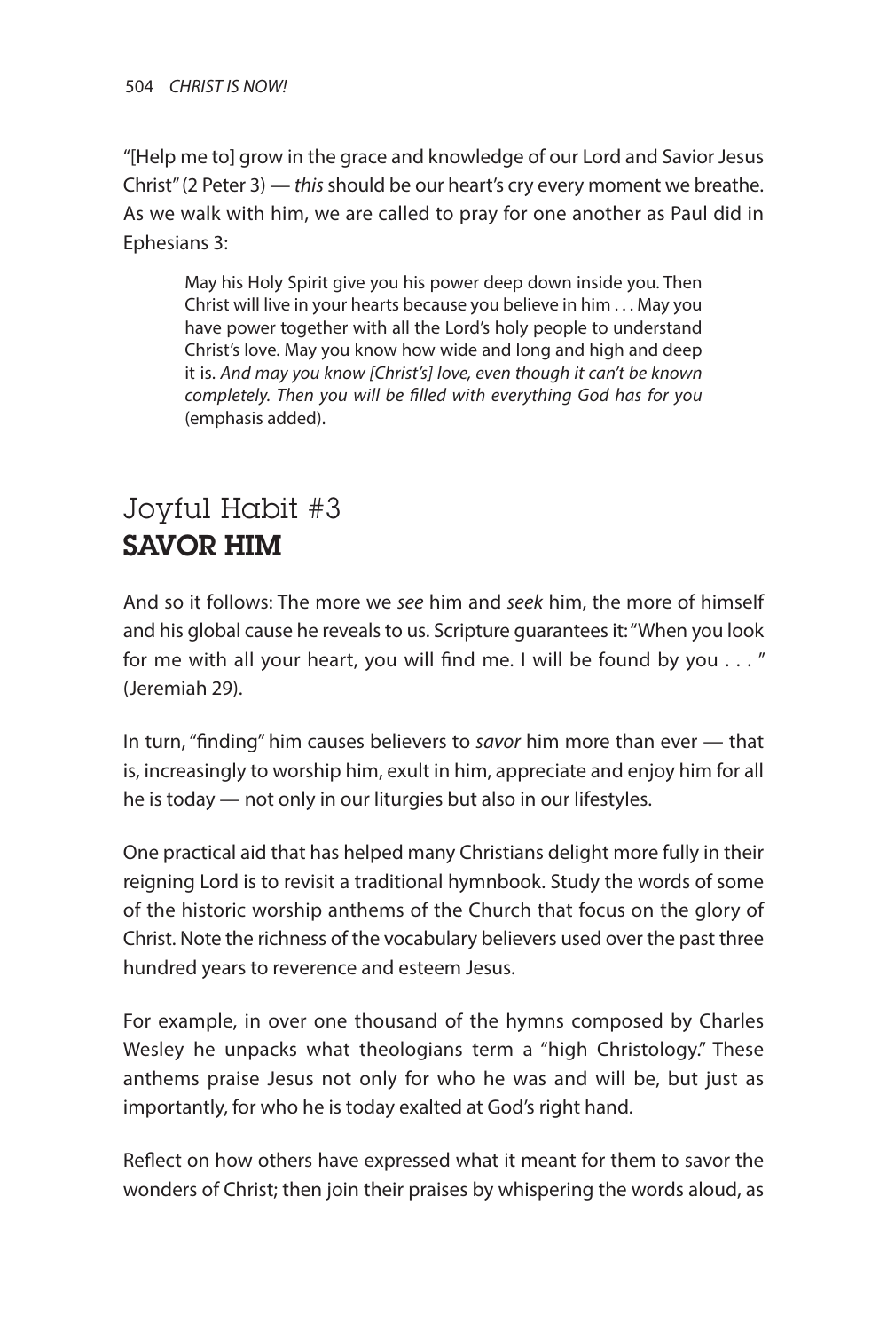"[Help me to] grow in the grace and knowledge of our Lord and Savior Jesus Christ" (2 Peter 3) — *this* should be our heart's cry every moment we breathe. As we walk with him, we are called to pray for one another as Paul did in Ephesians 3:

> May his Holy Spirit give you his power deep down inside you. Then Christ will live in your hearts because you believe in him . . . May you have power together with all the Lord's holy people to understand Christ's love. May you know how wide and long and high and deep it is. *And may you know [Christ's] love, even though it can't be known completely. Then you will be filled with everything God has for you* (emphasis added).

## Joyful Habit #3
## **SAVOR HIM**

And so it follows: The more we *see* him and *seek* him, the more of himself and his global cause he reveals to us. Scripture guarantees it: "When you look for me with all your heart, you will find me. I will be found by you . . . " (Jeremiah 29).

In turn, "finding" him causes believers to *savor* him more than ever — that is, increasingly to worship him, exult in him, appreciate and enjoy him for all he is today — not only in our liturgies but also in our lifestyles.

One practical aid that has helped many Christians delight more fully in their reigning Lord is to revisit a traditional hymnbook. Study the words of some of the historic worship anthems of the Church that focus on the glory of Christ. Note the richness of the vocabulary believers used over the past three hundred years to reverence and esteem Jesus.

For example, in over one thousand of the hymns composed by Charles Wesley he unpacks what theologians term a "high Christology." These anthems praise Jesus not only for who he was and will be, but just as importantly, for who he is today exalted at God's right hand.

Reflect on how others have expressed what it meant for them to savor the wonders of Christ; then join their praises by whispering the words aloud, as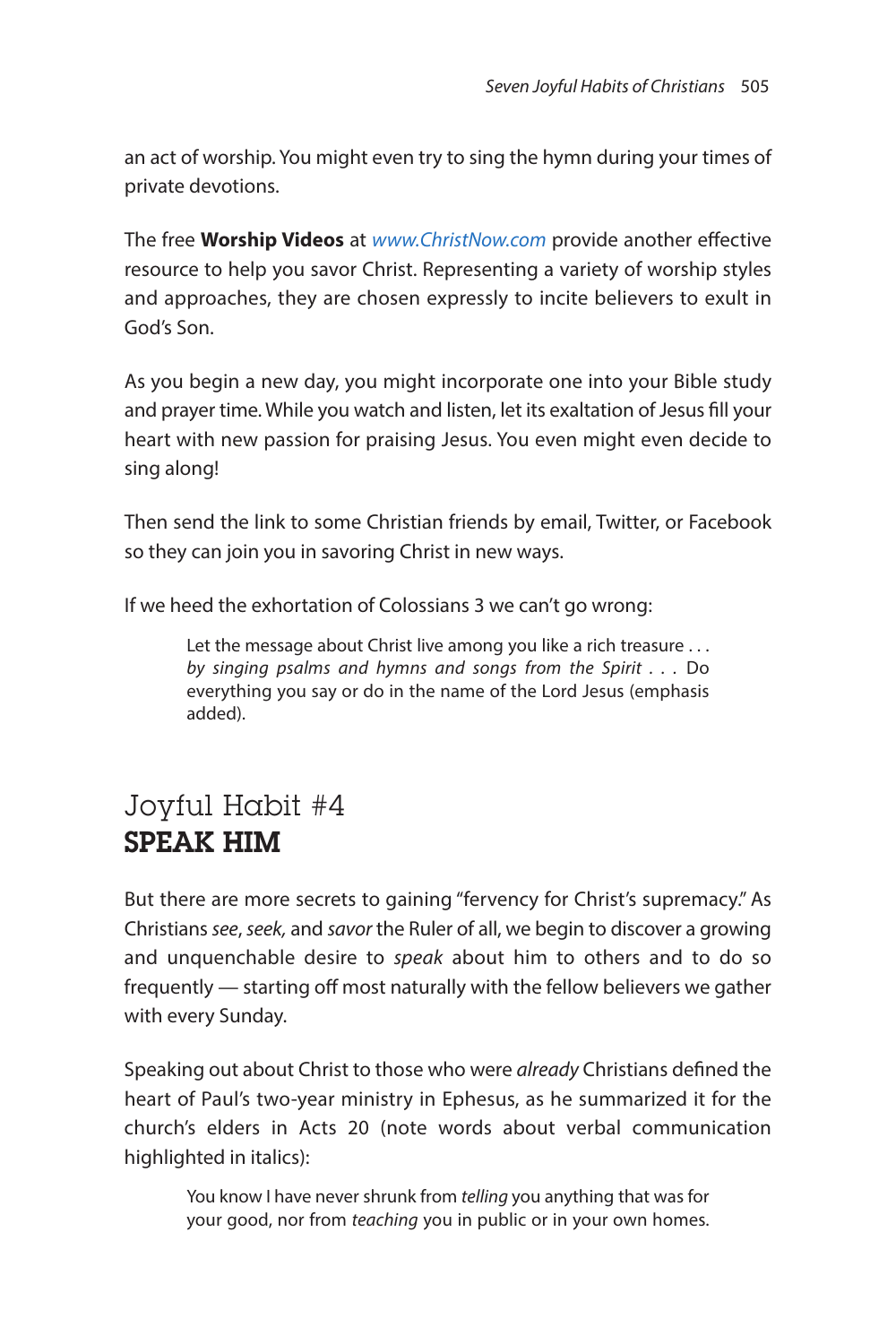an act of worship. You might even try to sing the hymn during your times of private devotions.

The free **Worship Videos** at *www.ChristNow.com* provide another effective resource to help you savor Christ. Representing a variety of worship styles and approaches, they are chosen expressly to incite believers to exult in God's Son.

As you begin a new day, you might incorporate one into your Bible study and prayer time. While you watch and listen, let its exaltation of Jesus fill your heart with new passion for praising Jesus. You even might even decide to sing along!

Then send the link to some Christian friends by email, Twitter, or Facebook so they can join you in savoring Christ in new ways.

If we heed the exhortation of Colossians 3 we can't go wrong:

> Let the message about Christ live among you like a rich treasure . . . *by singing psalms and hymns and songs from the Spirit* . . . Do everything you say or do in the name of the Lord Jesus (emphasis added).

## Joyful Habit #4
## **SPEAK HIM**

But there are more secrets to gaining "fervency for Christ's supremacy." As Christians *see*, *seek,* and *savor* the Ruler of all, we begin to discover a growing and unquenchable desire to *speak* about him to others and to do so frequently — starting off most naturally with the fellow believers we gather with every Sunday.

Speaking out about Christ to those who were *already* Christians defined the heart of Paul's two-year ministry in Ephesus, as he summarized it for the church's elders in Acts 20 (note words about verbal communication highlighted in italics):

> You know I have never shrunk from *telling* you anything that was for your good, nor from *teaching* you in public or in your own homes.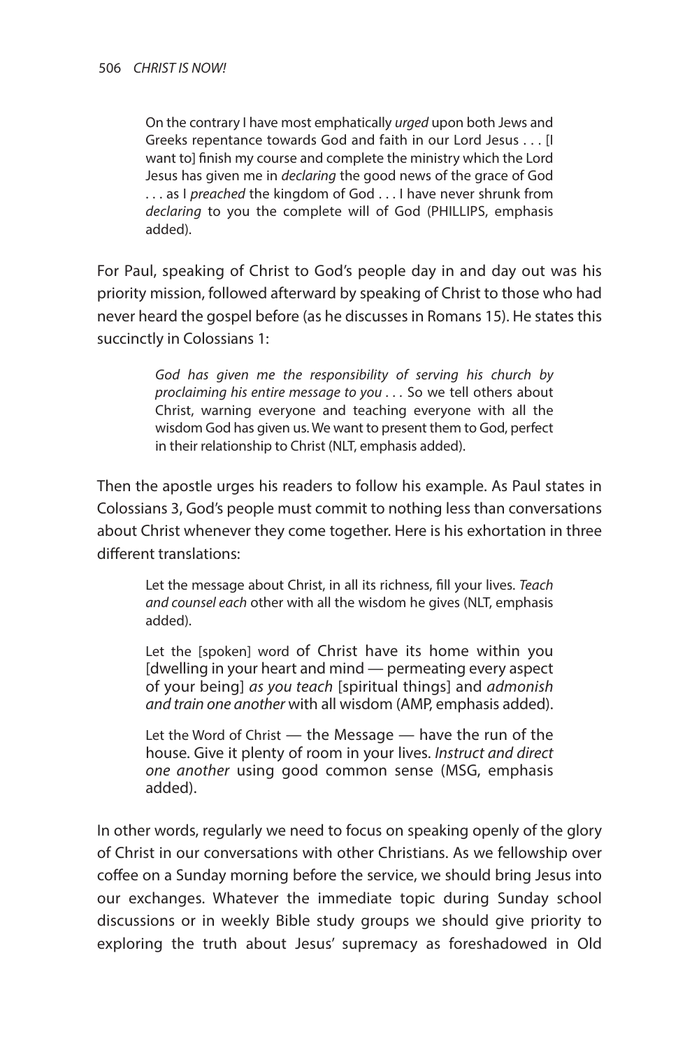> On the contrary I have most emphatically *urged* upon both Jews and Greeks repentance towards God and faith in our Lord Jesus . . . [I want to] finish my course and complete the ministry which the Lord Jesus has given me in *declaring* the good news of the grace of God . . . as I *preached* the kingdom of God . . . I have never shrunk from *declaring* to you the complete will of God (PHILLIPS, emphasis added).

For Paul, speaking of Christ to God's people day in and day out was his priority mission, followed afterward by speaking of Christ to those who had never heard the gospel before (as he discusses in Romans 15). He states this succinctly in Colossians 1:

> *God has given me the responsibility of serving his church by proclaiming his entire message to you* . . . So we tell others about Christ, warning everyone and teaching everyone with all the wisdom God has given us. We want to present them to God, perfect in their relationship to Christ (NLT, emphasis added).

Then the apostle urges his readers to follow his example. As Paul states in Colossians 3, God's people must commit to nothing less than conversations about Christ whenever they come together. Here is his exhortation in three different translations:

> Let the message about Christ, in all its richness, fill your lives. *Teach and counsel each* other with all the wisdom he gives (NLT, emphasis added).
>
> Let the [spoken] word of Christ have its home within you [dwelling in your heart and mind — permeating every aspect of your being] *as you teach* [spiritual things] and *admonish and train one another* with all wisdom (AMP, emphasis added).
>
> Let the Word of Christ — the Message — have the run of the house. Give it plenty of room in your lives. *Instruct and direct one another* using good common sense (MSG, emphasis added).

In other words, regularly we need to focus on speaking openly of the glory of Christ in our conversations with other Christians. As we fellowship over coffee on a Sunday morning before the service, we should bring Jesus into our exchanges. Whatever the immediate topic during Sunday school discussions or in weekly Bible study groups we should give priority to exploring the truth about Jesus' supremacy as foreshadowed in Old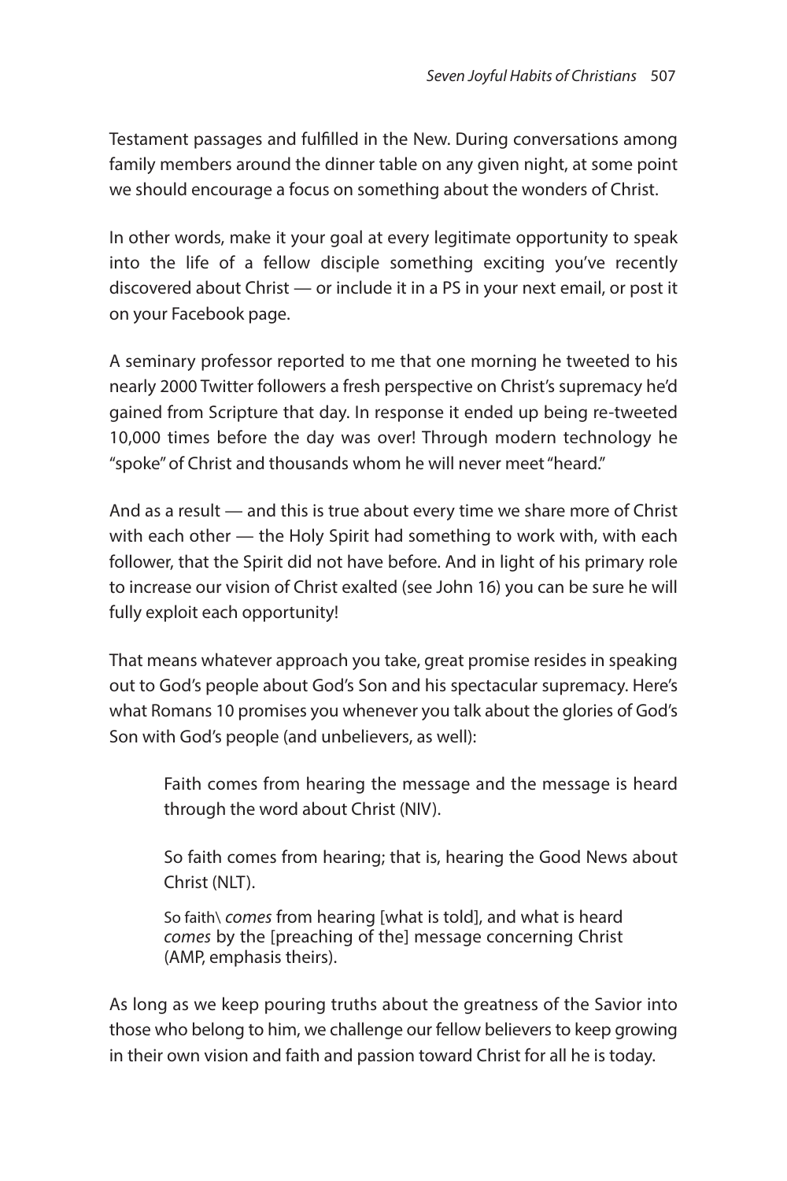Testament passages and fulfilled in the New. During conversations among family members around the dinner table on any given night, at some point we should encourage a focus on something about the wonders of Christ.

In other words, make it your goal at every legitimate opportunity to speak into the life of a fellow disciple something exciting you've recently discovered about Christ — or include it in a PS in your next email, or post it on your Facebook page.

A seminary professor reported to me that one morning he tweeted to his nearly 2000 Twitter followers a fresh perspective on Christ's supremacy he'd gained from Scripture that day. In response it ended up being re-tweeted 10,000 times before the day was over! Through modern technology he "spoke" of Christ and thousands whom he will never meet "heard."

And as a result — and this is true about every time we share more of Christ with each other — the Holy Spirit had something to work with, with each follower, that the Spirit did not have before. And in light of his primary role to increase our vision of Christ exalted (see John 16) you can be sure he will fully exploit each opportunity!

That means whatever approach you take, great promise resides in speaking out to God's people about God's Son and his spectacular supremacy. Here's what Romans 10 promises you whenever you talk about the glories of God's Son with God's people (and unbelievers, as well):

> Faith comes from hearing the message and the message is heard through the word about Christ (NIV).
>
> So faith comes from hearing; that is, hearing the Good News about Christ (NLT).
>
> So faith\ *comes* from hearing [what is told], and what is heard *comes* by the [preaching of the] message concerning Christ (AMP, emphasis theirs).

As long as we keep pouring truths about the greatness of the Savior into those who belong to him, we challenge our fellow believers to keep growing in their own vision and faith and passion toward Christ for all he is today.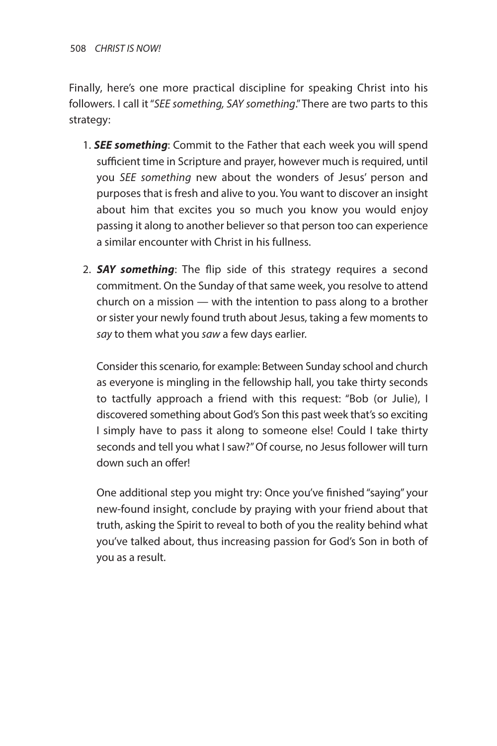Finally, here's one more practical discipline for speaking Christ into his followers. I call it "*SEE something, SAY something*." There are two parts to this strategy:

1. ***SEE something***: Commit to the Father that each week you will spend sufficient time in Scripture and prayer, however much is required, until you *SEE something* new about the wonders of Jesus' person and purposes that is fresh and alive to you. You want to discover an insight about him that excites you so much you know you would enjoy passing it along to another believer so that person too can experience a similar encounter with Christ in his fullness.

2. ***SAY something***: The flip side of this strategy requires a second commitment. On the Sunday of that same week, you resolve to attend church on a mission — with the intention to pass along to a brother or sister your newly found truth about Jesus, taking a few moments to *say* to them what you *saw* a few days earlier.

   Consider this scenario, for example: Between Sunday school and church as everyone is mingling in the fellowship hall, you take thirty seconds to tactfully approach a friend with this request: "Bob (or Julie), I discovered something about God's Son this past week that's so exciting I simply have to pass it along to someone else! Could I take thirty seconds and tell you what I saw?" Of course, no Jesus follower will turn down such an offer!

   One additional step you might try: Once you've finished "saying" your new-found insight, conclude by praying with your friend about that truth, asking the Spirit to reveal to both of you the reality behind what you've talked about, thus increasing passion for God's Son in both of you as a result.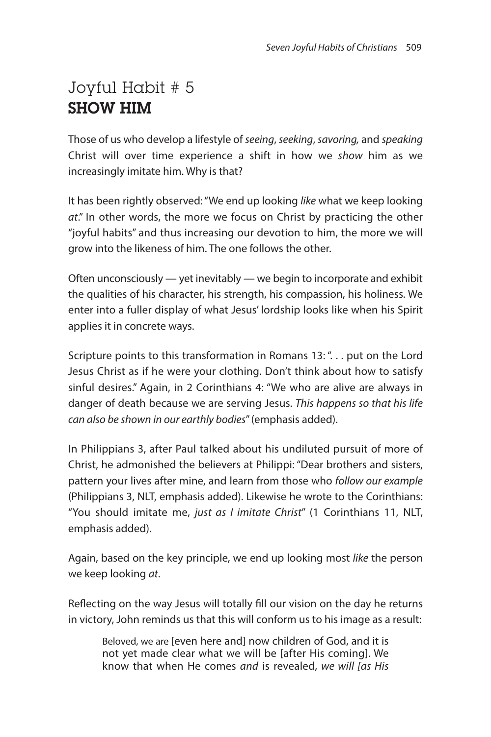# Joyful Habit # 5
## SHOW HIM

Those of us who develop a lifestyle of *seeing*, *seeking*, *savoring,* and *speaking* Christ will over time experience a shift in how we *show* him as we increasingly imitate him. Why is that?

It has been rightly observed: "We end up looking *like* what we keep looking *at*." In other words, the more we focus on Christ by practicing the other "joyful habits" and thus increasing our devotion to him, the more we will grow into the likeness of him. The one follows the other.

Often unconsciously — yet inevitably — we begin to incorporate and exhibit the qualities of his character, his strength, his compassion, his holiness. We enter into a fuller display of what Jesus' lordship looks like when his Spirit applies it in concrete ways.

Scripture points to this transformation in Romans 13: ". . . put on the Lord Jesus Christ as if he were your clothing. Don't think about how to satisfy sinful desires." Again, in 2 Corinthians 4: "We who are alive are always in danger of death because we are serving Jesus. *This happens so that his life can also be shown in our earthly bodies*" (emphasis added).

In Philippians 3, after Paul talked about his undiluted pursuit of more of Christ, he admonished the believers at Philippi: "Dear brothers and sisters, pattern your lives after mine, and learn from those who *follow our example* (Philippians 3, NLT, emphasis added). Likewise he wrote to the Corinthians: "You should imitate me, *just as I imitate Christ*" (1 Corinthians 11, NLT, emphasis added).

Again, based on the key principle, we end up looking most *like* the person we keep looking *at*.

Reflecting on the way Jesus will totally fill our vision on the day he returns in victory, John reminds us that this will conform us to his image as a result:

> Beloved, we are [even here and] now children of God, and it is not yet made clear what we will be [after His coming]. We know that when He comes *and* is revealed, *we will [as His*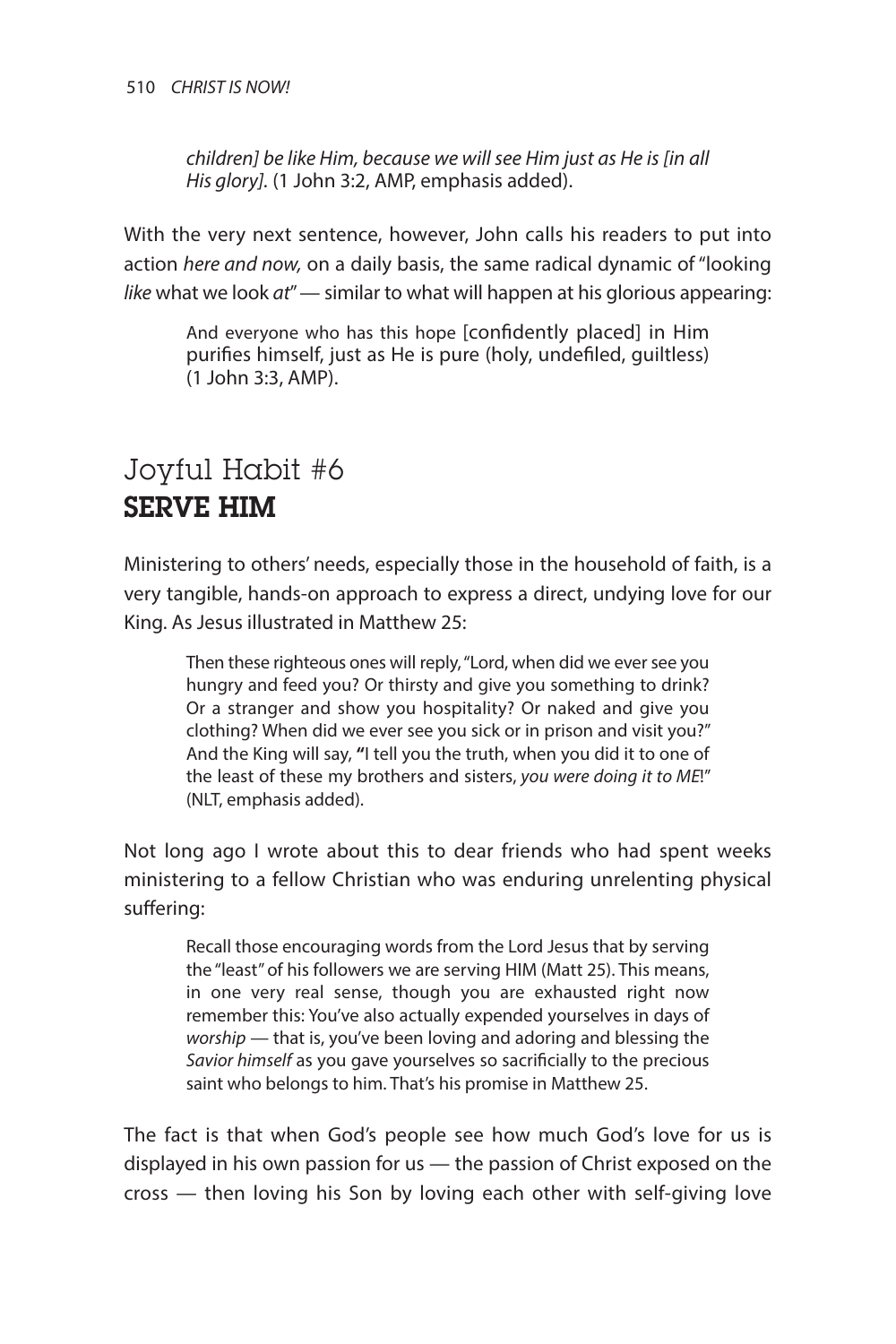*children] be like Him, because we will see Him just as He is [in all His glory].* (1 John 3:2, AMP, emphasis added).

With the very next sentence, however, John calls his readers to put into action *here and now,* on a daily basis, the same radical dynamic of "looking *like* what we look *at*" — similar to what will happen at his glorious appearing:

> And everyone who has this hope [confidently placed] in Him purifies himself, just as He is pure (holy, undefiled, guiltless) (1 John 3:3, AMP).

## Joyful Habit #6
## **SERVE HIM**

Ministering to others' needs, especially those in the household of faith, is a very tangible, hands-on approach to express a direct, undying love for our King. As Jesus illustrated in Matthew 25:

> Then these righteous ones will reply, "Lord, when did we ever see you hungry and feed you? Or thirsty and give you something to drink? Or a stranger and show you hospitality? Or naked and give you clothing? When did we ever see you sick or in prison and visit you?" And the King will say, **"**I tell you the truth, when you did it to one of the least of these my brothers and sisters, *you were doing it to ME*!" (NLT, emphasis added).

Not long ago I wrote about this to dear friends who had spent weeks ministering to a fellow Christian who was enduring unrelenting physical suffering:

> Recall those encouraging words from the Lord Jesus that by serving the "least" of his followers we are serving HIM (Matt 25). This means, in one very real sense, though you are exhausted right now remember this: You've also actually expended yourselves in days of *worship* — that is, you've been loving and adoring and blessing the *Savior himself* as you gave yourselves so sacrificially to the precious saint who belongs to him. That's his promise in Matthew 25.

The fact is that when God's people see how much God's love for us is displayed in his own passion for us — the passion of Christ exposed on the cross — then loving his Son by loving each other with self-giving love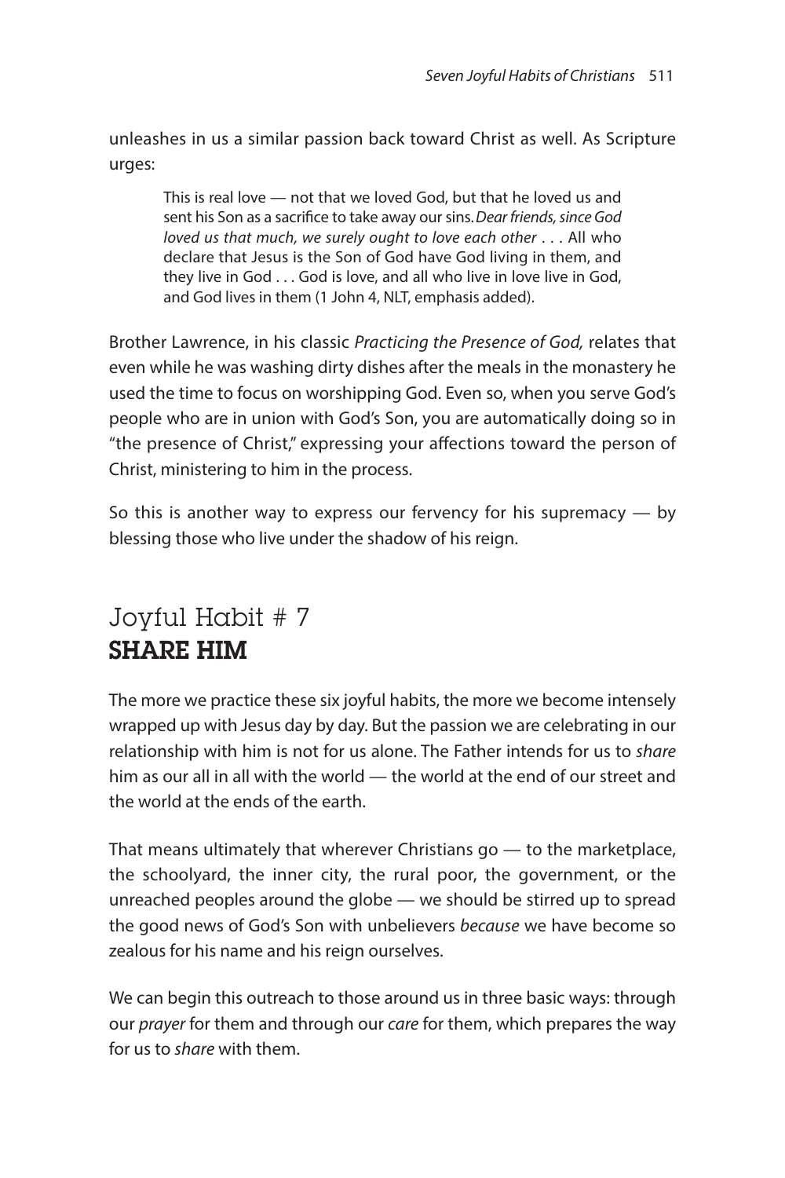unleashes in us a similar passion back toward Christ as well. As Scripture urges:

> This is real love — not that we loved God, but that he loved us and sent his Son as a sacrifice to take away our sins. *Dear friends, since God loved us that much, we surely ought to love each other* . . . All who declare that Jesus is the Son of God have God living in them, and they live in God . . . God is love, and all who live in love live in God, and God lives in them (1 John 4, NLT, emphasis added).

Brother Lawrence, in his classic *Practicing the Presence of God,* relates that even while he was washing dirty dishes after the meals in the monastery he used the time to focus on worshipping God. Even so, when you serve God's people who are in union with God's Son, you are automatically doing so in "the presence of Christ," expressing your affections toward the person of Christ, ministering to him in the process.

So this is another way to express our fervency for his supremacy — by blessing those who live under the shadow of his reign.

## Joyful Habit # 7
## **SHARE HIM**

The more we practice these six joyful habits, the more we become intensely wrapped up with Jesus day by day. But the passion we are celebrating in our relationship with him is not for us alone. The Father intends for us to *share* him as our all in all with the world — the world at the end of our street and the world at the ends of the earth.

That means ultimately that wherever Christians go — to the marketplace, the schoolyard, the inner city, the rural poor, the government, or the unreached peoples around the globe — we should be stirred up to spread the good news of God's Son with unbelievers *because* we have become so zealous for his name and his reign ourselves.

We can begin this outreach to those around us in three basic ways: through our *prayer* for them and through our *care* for them, which prepares the way for us to *share* with them.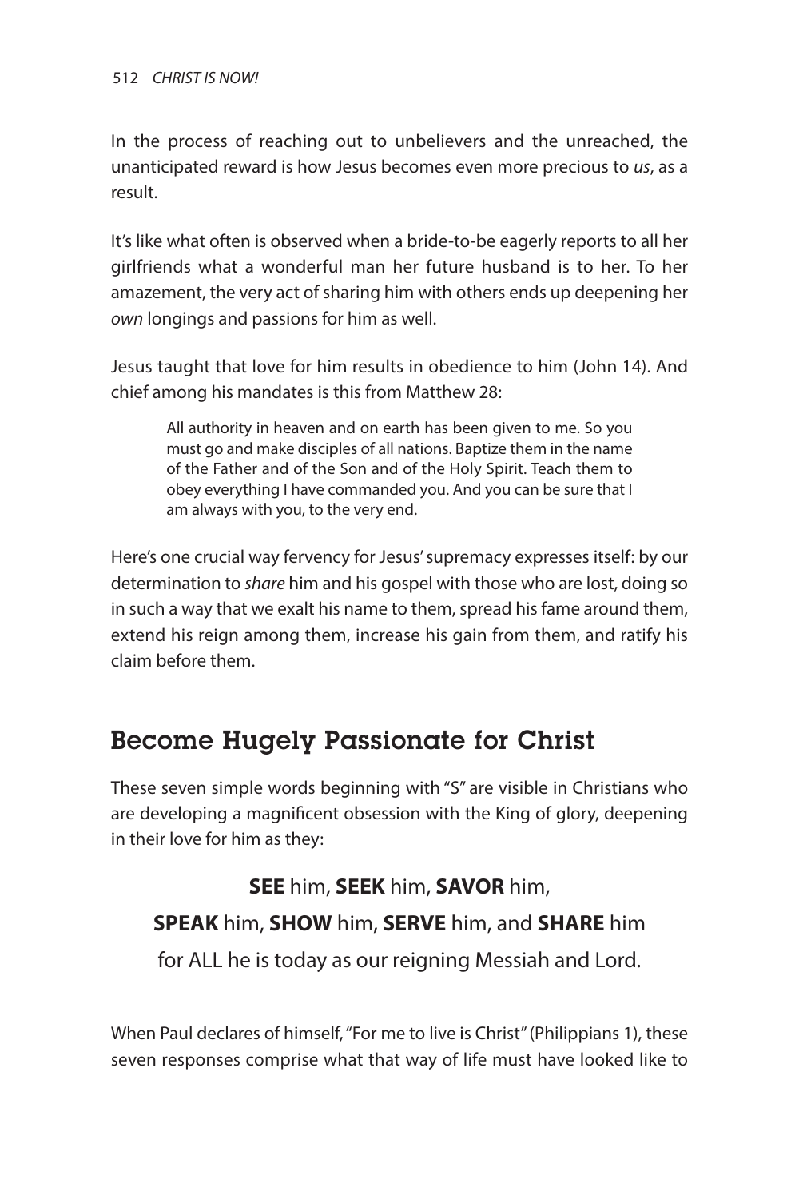In the process of reaching out to unbelievers and the unreached, the unanticipated reward is how Jesus becomes even more precious to *us*, as a result.

It's like what often is observed when a bride-to-be eagerly reports to all her girlfriends what a wonderful man her future husband is to her. To her amazement, the very act of sharing him with others ends up deepening her *own* longings and passions for him as well.

Jesus taught that love for him results in obedience to him (John 14). And chief among his mandates is this from Matthew 28:

> All authority in heaven and on earth has been given to me. So you must go and make disciples of all nations. Baptize them in the name of the Father and of the Son and of the Holy Spirit. Teach them to obey everything I have commanded you. And you can be sure that I am always with you, to the very end.

Here's one crucial way fervency for Jesus' supremacy expresses itself: by our determination to *share* him and his gospel with those who are lost, doing so in such a way that we exalt his name to them, spread his fame around them, extend his reign among them, increase his gain from them, and ratify his claim before them.

## Become Hugely Passionate for Christ

These seven simple words beginning with "S" are visible in Christians who are developing a magnificent obsession with the King of glory, deepening in their love for him as they:

**SEE** him, **SEEK** him, **SAVOR** him,

**SPEAK** him, **SHOW** him, **SERVE** him, and **SHARE** him

for ALL he is today as our reigning Messiah and Lord.

When Paul declares of himself, "For me to live is Christ" (Philippians 1), these seven responses comprise what that way of life must have looked like to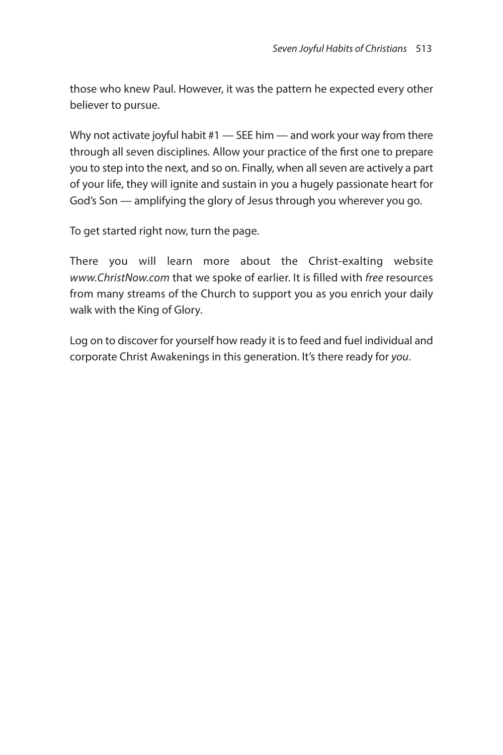those who knew Paul. However, it was the pattern he expected every other believer to pursue.

Why not activate joyful habit #1 — SEE him — and work your way from there through all seven disciplines. Allow your practice of the first one to prepare you to step into the next, and so on. Finally, when all seven are actively a part of your life, they will ignite and sustain in you a hugely passionate heart for God's Son — amplifying the glory of Jesus through you wherever you go.

To get started right now, turn the page.

There you will learn more about the Christ-exalting website *www.ChristNow.com* that we spoke of earlier. It is filled with *free* resources from many streams of the Church to support you as you enrich your daily walk with the King of Glory.

Log on to discover for yourself how ready it is to feed and fuel individual and corporate Christ Awakenings in this generation. It's there ready for *you*.